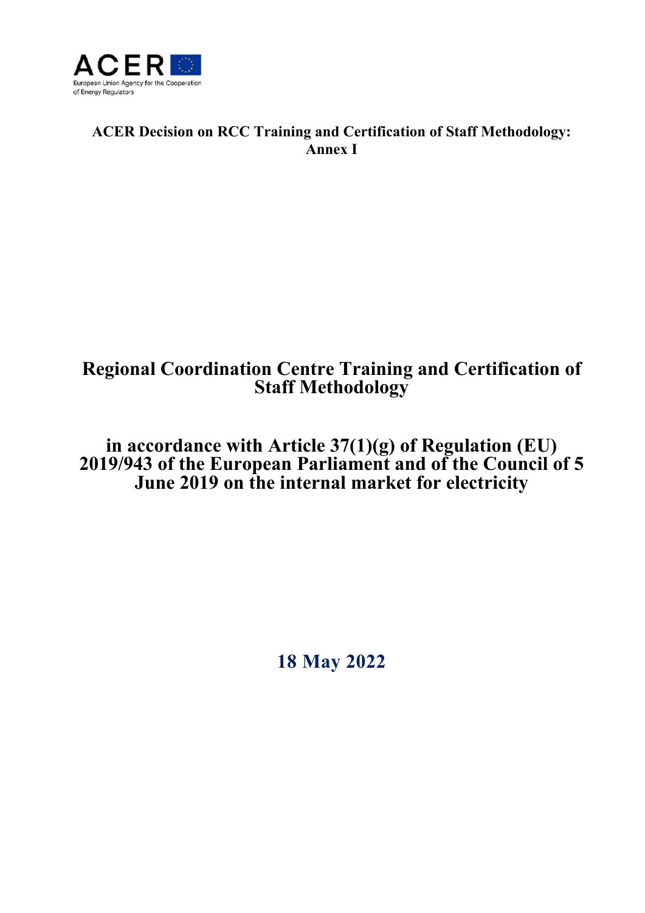ACER European Union Agency for the Cooperation of Energy Regulators

**ACER Decision on RCC Training and Certification of Staff Methodology: Annex I**

# Regional Coordination Centre Training and Certification of Staff Methodology

# in accordance with Article 37(1)(g) of Regulation (EU) 2019/943 of the European Parliament and of the Council of 5 June 2019 on the internal market for electricity

**18 May 2022**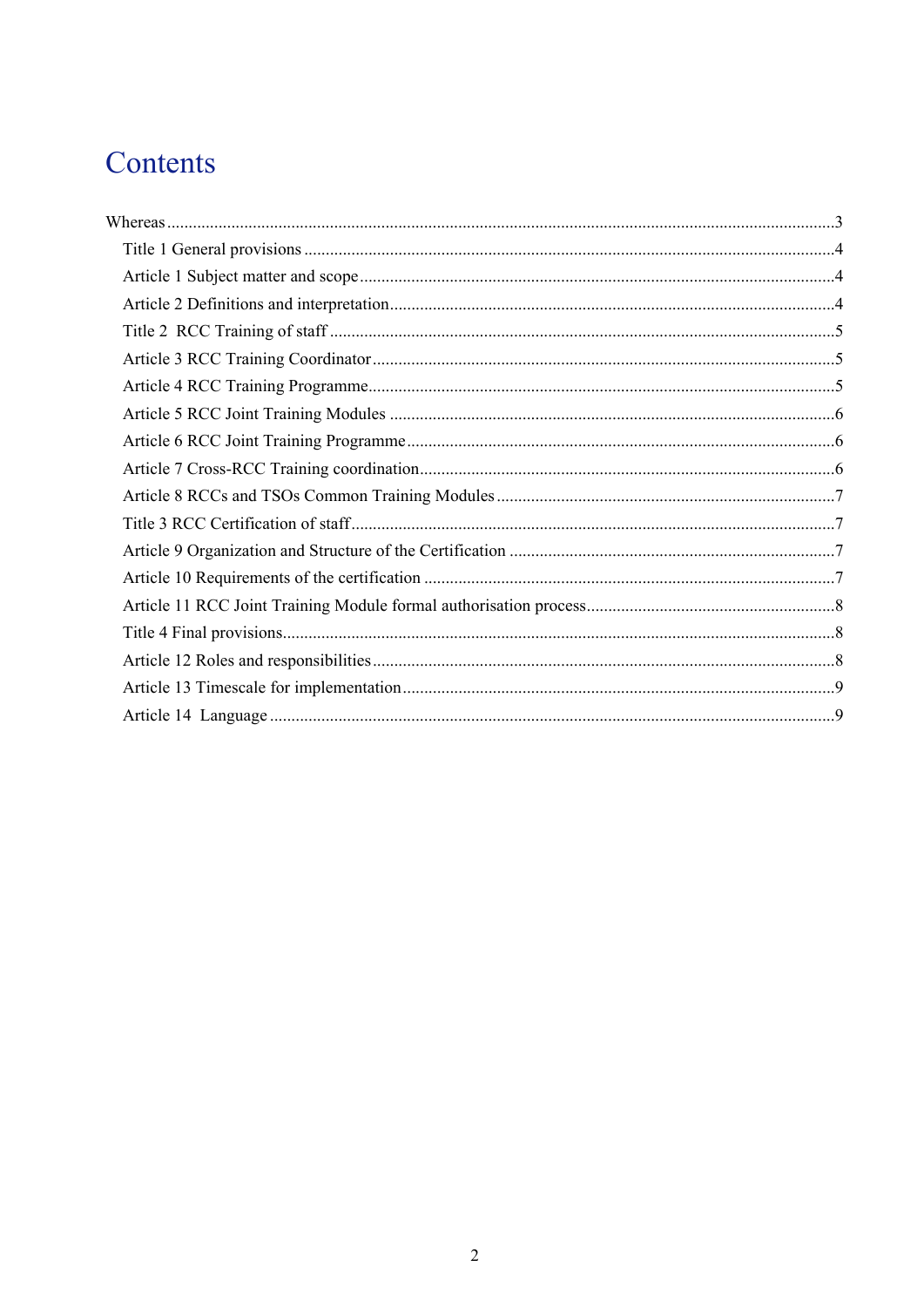# Contents

Whereas ..........................................................................................................................................3

Title 1 General provisions ..........................................................................................................4

Article 1 Subject matter and scope .............................................................................................4

Article 2 Definitions and interpretation......................................................................................4

Title 2 RCC Training of staff ....................................................................................................5

Article 3 RCC Training Coordinator ..........................................................................................5

Article 4 RCC Training Programme...........................................................................................5

Article 5 RCC Joint Training Modules ......................................................................................6

Article 6 RCC Joint Training Programme..................................................................................6

Article 7 Cross-RCC Training coordination...............................................................................6

Article 8 RCCs and TSOs Common Training Modules .............................................................7

Title 3 RCC Certification of staff...............................................................................................7

Article 9 Organization and Structure of the Certification ..........................................................7

Article 10 Requirements of the certification ..............................................................................7

Article 11 RCC Joint Training Module formal authorisation process.........................................8

Title 4 Final provisions...............................................................................................................8

Article 12 Roles and responsibilities..........................................................................................8

Article 13 Timescale for implementation...................................................................................9

Article 14 Language ..................................................................................................................9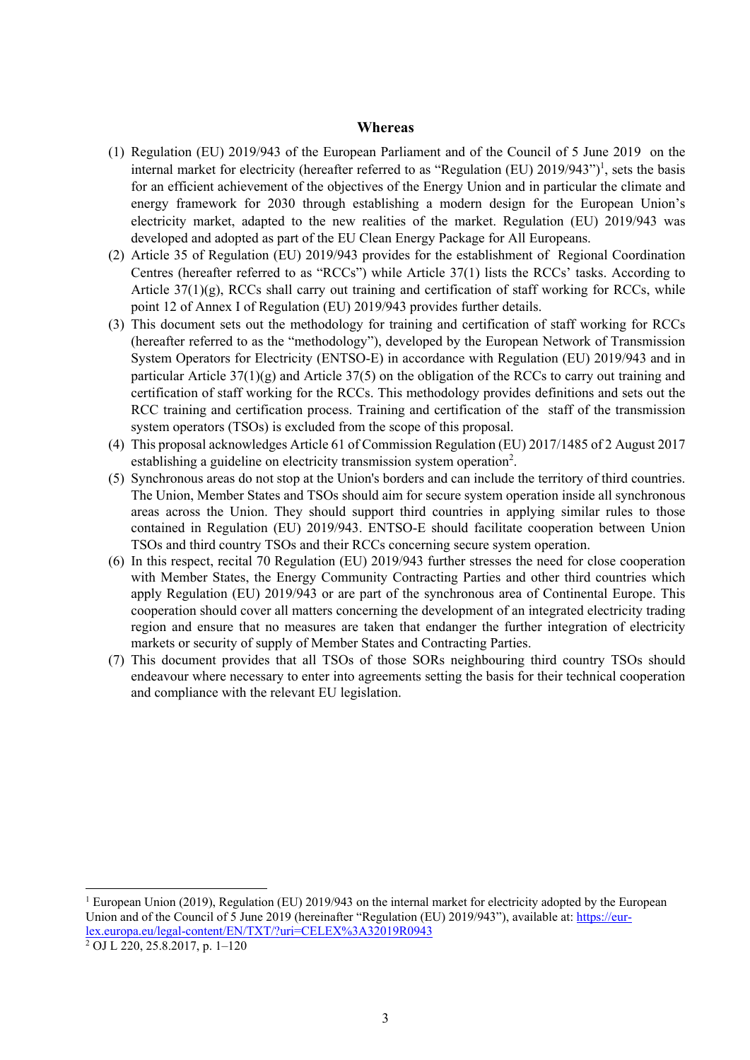## Whereas

(1) Regulation (EU) 2019/943 of the European Parliament and of the Council of 5 June 2019 on the internal market for electricity (hereafter referred to as "Regulation (EU) 2019/943")[1], sets the basis for an efficient achievement of the objectives of the Energy Union and in particular the climate and energy framework for 2030 through establishing a modern design for the European Union's electricity market, adapted to the new realities of the market. Regulation (EU) 2019/943 was developed and adopted as part of the EU Clean Energy Package for All Europeans.

(2) Article 35 of Regulation (EU) 2019/943 provides for the establishment of Regional Coordination Centres (hereafter referred to as "RCCs") while Article 37(1) lists the RCCs' tasks. According to Article 37(1)(g), RCCs shall carry out training and certification of staff working for RCCs, while point 12 of Annex I of Regulation (EU) 2019/943 provides further details.

(3) This document sets out the methodology for training and certification of staff working for RCCs (hereafter referred to as the "methodology"), developed by the European Network of Transmission System Operators for Electricity (ENTSO-E) in accordance with Regulation (EU) 2019/943 and in particular Article 37(1)(g) and Article 37(5) on the obligation of the RCCs to carry out training and certification of staff working for the RCCs. This methodology provides definitions and sets out the RCC training and certification process. Training and certification of the staff of the transmission system operators (TSOs) is excluded from the scope of this proposal.

(4) This proposal acknowledges Article 61 of Commission Regulation (EU) 2017/1485 of 2 August 2017 establishing a guideline on electricity transmission system operation[2].

(5) Synchronous areas do not stop at the Union's borders and can include the territory of third countries. The Union, Member States and TSOs should aim for secure system operation inside all synchronous areas across the Union. They should support third countries in applying similar rules to those contained in Regulation (EU) 2019/943. ENTSO-E should facilitate cooperation between Union TSOs and third country TSOs and their RCCs concerning secure system operation.

(6) In this respect, recital 70 Regulation (EU) 2019/943 further stresses the need for close cooperation with Member States, the Energy Community Contracting Parties and other third countries which apply Regulation (EU) 2019/943 or are part of the synchronous area of Continental Europe. This cooperation should cover all matters concerning the development of an integrated electricity trading region and ensure that no measures are taken that endanger the further integration of electricity markets or security of supply of Member States and Contracting Parties.

(7) This document provides that all TSOs of those SORs neighbouring third country TSOs should endeavour where necessary to enter into agreements setting the basis for their technical cooperation and compliance with the relevant EU legislation.

---

[1] European Union (2019), Regulation (EU) 2019/943 on the internal market for electricity adopted by the European Union and of the Council of 5 June 2019 (hereinafter "Regulation (EU) 2019/943"), available at: https://eur-lex.europa.eu/legal-content/EN/TXT/?uri=CELEX%3A32019R0943

[2] OJ L 220, 25.8.2017, p. 1–120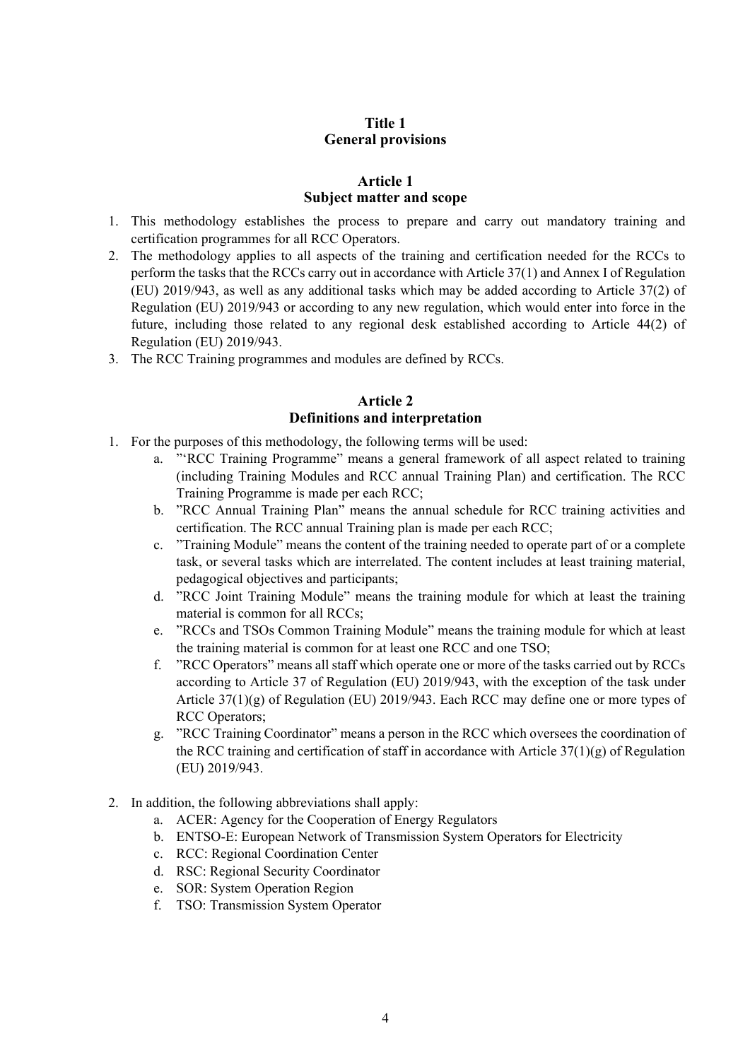# Title 1
# General provisions

## Article 1
## Subject matter and scope

1. This methodology establishes the process to prepare and carry out mandatory training and certification programmes for all RCC Operators.
2. The methodology applies to all aspects of the training and certification needed for the RCCs to perform the tasks that the RCCs carry out in accordance with Article 37(1) and Annex I of Regulation (EU) 2019/943, as well as any additional tasks which may be added according to Article 37(2) of Regulation (EU) 2019/943 or according to any new regulation, which would enter into force in the future, including those related to any regional desk established according to Article 44(2) of Regulation (EU) 2019/943.
3. The RCC Training programmes and modules are defined by RCCs.

## Article 2
## Definitions and interpretation

1. For the purposes of this methodology, the following terms will be used:
   a. "'RCC Training Programme" means a general framework of all aspect related to training (including Training Modules and RCC annual Training Plan) and certification. The RCC Training Programme is made per each RCC;
   b. "RCC Annual Training Plan" means the annual schedule for RCC training activities and certification. The RCC annual Training plan is made per each RCC;
   c. "Training Module" means the content of the training needed to operate part of or a complete task, or several tasks which are interrelated. The content includes at least training material, pedagogical objectives and participants;
   d. "RCC Joint Training Module" means the training module for which at least the training material is common for all RCCs;
   e. "RCCs and TSOs Common Training Module" means the training module for which at least the training material is common for at least one RCC and one TSO;
   f. "RCC Operators" means all staff which operate one or more of the tasks carried out by RCCs according to Article 37 of Regulation (EU) 2019/943, with the exception of the task under Article 37(1)(g) of Regulation (EU) 2019/943. Each RCC may define one or more types of RCC Operators;
   g. "RCC Training Coordinator" means a person in the RCC which oversees the coordination of the RCC training and certification of staff in accordance with Article 37(1)(g) of Regulation (EU) 2019/943.

2. In addition, the following abbreviations shall apply:
   a. ACER: Agency for the Cooperation of Energy Regulators
   b. ENTSO-E: European Network of Transmission System Operators for Electricity
   c. RCC: Regional Coordination Center
   d. RSC: Regional Security Coordinator
   e. SOR: System Operation Region
   f. TSO: Transmission System Operator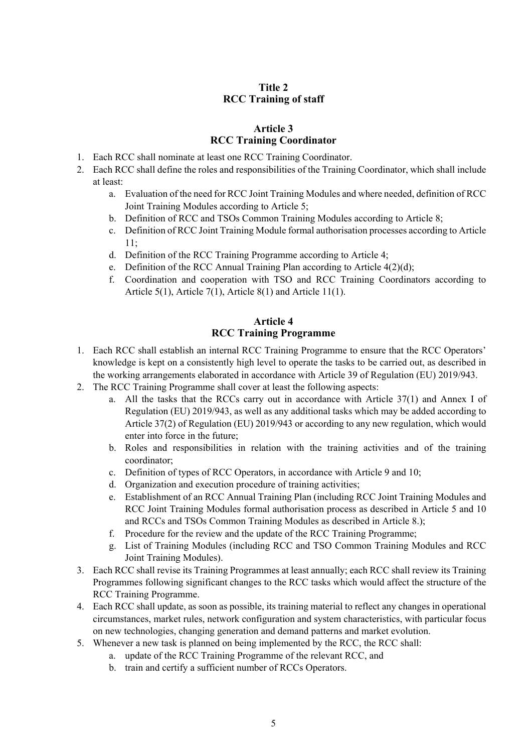## Title 2
## RCC Training of staff

### Article 3
### RCC Training Coordinator

1. Each RCC shall nominate at least one RCC Training Coordinator.
2. Each RCC shall define the roles and responsibilities of the Training Coordinator, which shall include at least:
   a. Evaluation of the need for RCC Joint Training Modules and where needed, definition of RCC Joint Training Modules according to Article 5;
   b. Definition of RCC and TSOs Common Training Modules according to Article 8;
   c. Definition of RCC Joint Training Module formal authorisation processes according to Article 11;
   d. Definition of the RCC Training Programme according to Article 4;
   e. Definition of the RCC Annual Training Plan according to Article 4(2)(d);
   f. Coordination and cooperation with TSO and RCC Training Coordinators according to Article 5(1), Article 7(1), Article 8(1) and Article 11(1).

### Article 4
### RCC Training Programme

1. Each RCC shall establish an internal RCC Training Programme to ensure that the RCC Operators' knowledge is kept on a consistently high level to operate the tasks to be carried out, as described in the working arrangements elaborated in accordance with Article 39 of Regulation (EU) 2019/943.
2. The RCC Training Programme shall cover at least the following aspects:
   a. All the tasks that the RCCs carry out in accordance with Article 37(1) and Annex I of Regulation (EU) 2019/943, as well as any additional tasks which may be added according to Article 37(2) of Regulation (EU) 2019/943 or according to any new regulation, which would enter into force in the future;
   b. Roles and responsibilities in relation with the training activities and of the training coordinator;
   c. Definition of types of RCC Operators, in accordance with Article 9 and 10;
   d. Organization and execution procedure of training activities;
   e. Establishment of an RCC Annual Training Plan (including RCC Joint Training Modules and RCC Joint Training Modules formal authorisation process as described in Article 5 and 10 and RCCs and TSOs Common Training Modules as described in Article 8.);
   f. Procedure for the review and the update of the RCC Training Programme;
   g. List of Training Modules (including RCC and TSO Common Training Modules and RCC Joint Training Modules).
3. Each RCC shall revise its Training Programmes at least annually; each RCC shall review its Training Programmes following significant changes to the RCC tasks which would affect the structure of the RCC Training Programme.
4. Each RCC shall update, as soon as possible, its training material to reflect any changes in operational circumstances, market rules, network configuration and system characteristics, with particular focus on new technologies, changing generation and demand patterns and market evolution.
5. Whenever a new task is planned on being implemented by the RCC, the RCC shall:
   a. update of the RCC Training Programme of the relevant RCC, and
   b. train and certify a sufficient number of RCCs Operators.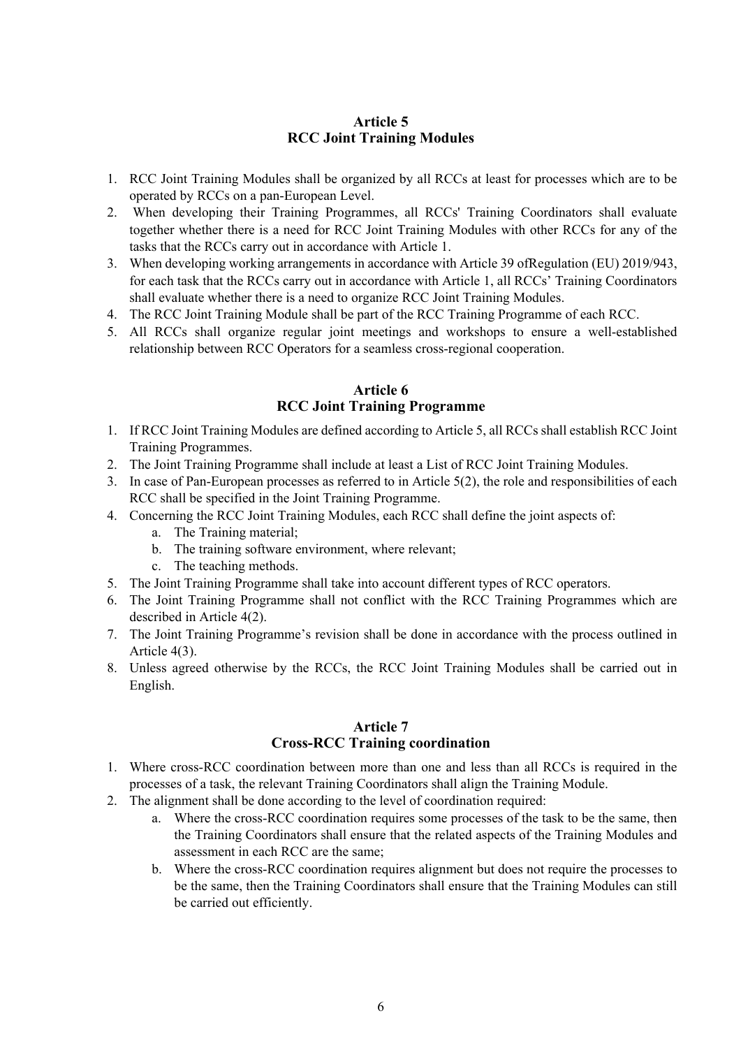## Article 5
## RCC Joint Training Modules

1. RCC Joint Training Modules shall be organized by all RCCs at least for processes which are to be operated by RCCs on a pan-European Level.
2. When developing their Training Programmes, all RCCs' Training Coordinators shall evaluate together whether there is a need for RCC Joint Training Modules with other RCCs for any of the tasks that the RCCs carry out in accordance with Article 1.
3. When developing working arrangements in accordance with Article 39 ofRegulation (EU) 2019/943, for each task that the RCCs carry out in accordance with Article 1, all RCCs' Training Coordinators shall evaluate whether there is a need to organize RCC Joint Training Modules.
4. The RCC Joint Training Module shall be part of the RCC Training Programme of each RCC.
5. All RCCs shall organize regular joint meetings and workshops to ensure a well-established relationship between RCC Operators for a seamless cross-regional cooperation.

## Article 6
## RCC Joint Training Programme

1. If RCC Joint Training Modules are defined according to Article 5, all RCCs shall establish RCC Joint Training Programmes.
2. The Joint Training Programme shall include at least a List of RCC Joint Training Modules.
3. In case of Pan-European processes as referred to in Article 5(2), the role and responsibilities of each RCC shall be specified in the Joint Training Programme.
4. Concerning the RCC Joint Training Modules, each RCC shall define the joint aspects of:
   a. The Training material;
   b. The training software environment, where relevant;
   c. The teaching methods.
5. The Joint Training Programme shall take into account different types of RCC operators.
6. The Joint Training Programme shall not conflict with the RCC Training Programmes which are described in Article 4(2).
7. The Joint Training Programme's revision shall be done in accordance with the process outlined in Article 4(3).
8. Unless agreed otherwise by the RCCs, the RCC Joint Training Modules shall be carried out in English.

## Article 7
## Cross-RCC Training coordination

1. Where cross-RCC coordination between more than one and less than all RCCs is required in the processes of a task, the relevant Training Coordinators shall align the Training Module.
2. The alignment shall be done according to the level of coordination required:
   a. Where the cross-RCC coordination requires some processes of the task to be the same, then the Training Coordinators shall ensure that the related aspects of the Training Modules and assessment in each RCC are the same;
   b. Where the cross-RCC coordination requires alignment but does not require the processes to be the same, then the Training Coordinators shall ensure that the Training Modules can still be carried out efficiently.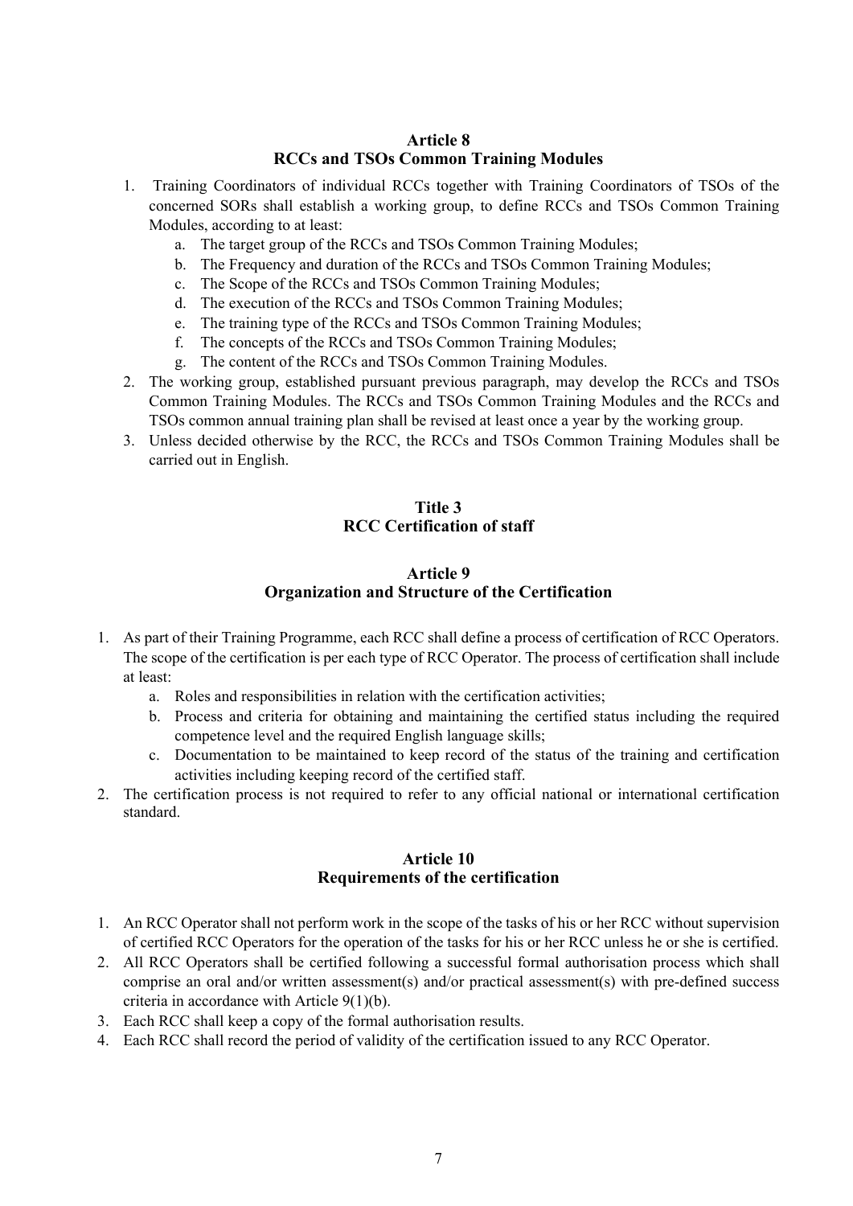## Article 8
## RCCs and TSOs Common Training Modules

1. Training Coordinators of individual RCCs together with Training Coordinators of TSOs of the concerned SORs shall establish a working group, to define RCCs and TSOs Common Training Modules, according to at least:
   a. The target group of the RCCs and TSOs Common Training Modules;
   b. The Frequency and duration of the RCCs and TSOs Common Training Modules;
   c. The Scope of the RCCs and TSOs Common Training Modules;
   d. The execution of the RCCs and TSOs Common Training Modules;
   e. The training type of the RCCs and TSOs Common Training Modules;
   f. The concepts of the RCCs and TSOs Common Training Modules;
   g. The content of the RCCs and TSOs Common Training Modules.
2. The working group, established pursuant previous paragraph, may develop the RCCs and TSOs Common Training Modules. The RCCs and TSOs Common Training Modules and the RCCs and TSOs common annual training plan shall be revised at least once a year by the working group.
3. Unless decided otherwise by the RCC, the RCCs and TSOs Common Training Modules shall be carried out in English.

# Title 3
# RCC Certification of staff

## Article 9
## Organization and Structure of the Certification

1. As part of their Training Programme, each RCC shall define a process of certification of RCC Operators. The scope of the certification is per each type of RCC Operator. The process of certification shall include at least:
   a. Roles and responsibilities in relation with the certification activities;
   b. Process and criteria for obtaining and maintaining the certified status including the required competence level and the required English language skills;
   c. Documentation to be maintained to keep record of the status of the training and certification activities including keeping record of the certified staff.
2. The certification process is not required to refer to any official national or international certification standard.

## Article 10
## Requirements of the certification

1. An RCC Operator shall not perform work in the scope of the tasks of his or her RCC without supervision of certified RCC Operators for the operation of the tasks for his or her RCC unless he or she is certified.
2. All RCC Operators shall be certified following a successful formal authorisation process which shall comprise an oral and/or written assessment(s) and/or practical assessment(s) with pre-defined success criteria in accordance with Article 9(1)(b).
3. Each RCC shall keep a copy of the formal authorisation results.
4. Each RCC shall record the period of validity of the certification issued to any RCC Operator.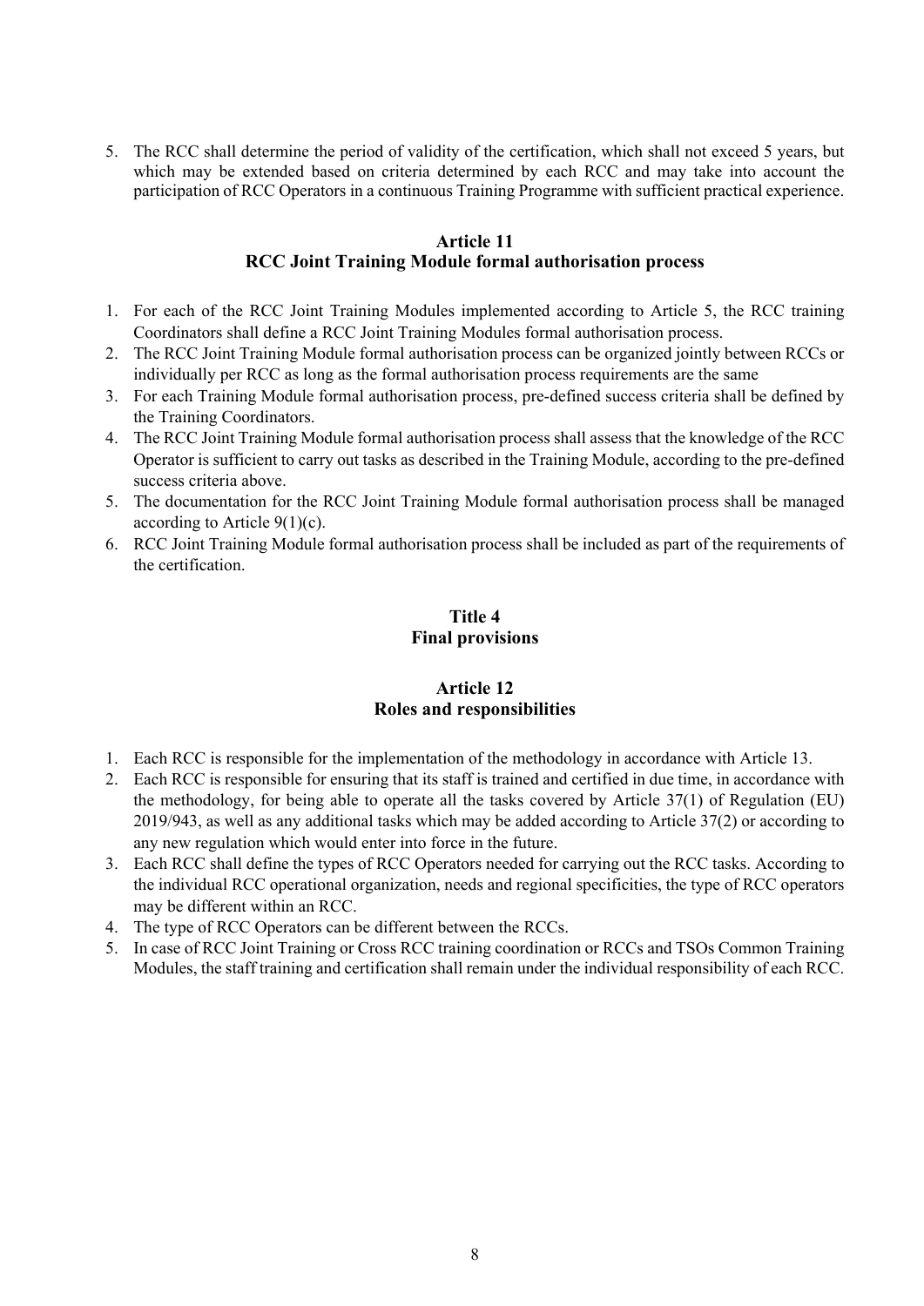5. The RCC shall determine the period of validity of the certification, which shall not exceed 5 years, but which may be extended based on criteria determined by each RCC and may take into account the participation of RCC Operators in a continuous Training Programme with sufficient practical experience.

### Article 11
### RCC Joint Training Module formal authorisation process

1. For each of the RCC Joint Training Modules implemented according to Article 5, the RCC training Coordinators shall define a RCC Joint Training Modules formal authorisation process.
2. The RCC Joint Training Module formal authorisation process can be organized jointly between RCCs or individually per RCC as long as the formal authorisation process requirements are the same
3. For each Training Module formal authorisation process, pre-defined success criteria shall be defined by the Training Coordinators.
4. The RCC Joint Training Module formal authorisation process shall assess that the knowledge of the RCC Operator is sufficient to carry out tasks as described in the Training Module, according to the pre-defined success criteria above.
5. The documentation for the RCC Joint Training Module formal authorisation process shall be managed according to Article 9(1)(c).
6. RCC Joint Training Module formal authorisation process shall be included as part of the requirements of the certification.

## Title 4
## Final provisions

### Article 12
### Roles and responsibilities

1. Each RCC is responsible for the implementation of the methodology in accordance with Article 13.
2. Each RCC is responsible for ensuring that its staff is trained and certified in due time, in accordance with the methodology, for being able to operate all the tasks covered by Article 37(1) of Regulation (EU) 2019/943, as well as any additional tasks which may be added according to Article 37(2) or according to any new regulation which would enter into force in the future.
3. Each RCC shall define the types of RCC Operators needed for carrying out the RCC tasks. According to the individual RCC operational organization, needs and regional specificities, the type of RCC operators may be different within an RCC.
4. The type of RCC Operators can be different between the RCCs.
5. In case of RCC Joint Training or Cross RCC training coordination or RCCs and TSOs Common Training Modules, the staff training and certification shall remain under the individual responsibility of each RCC.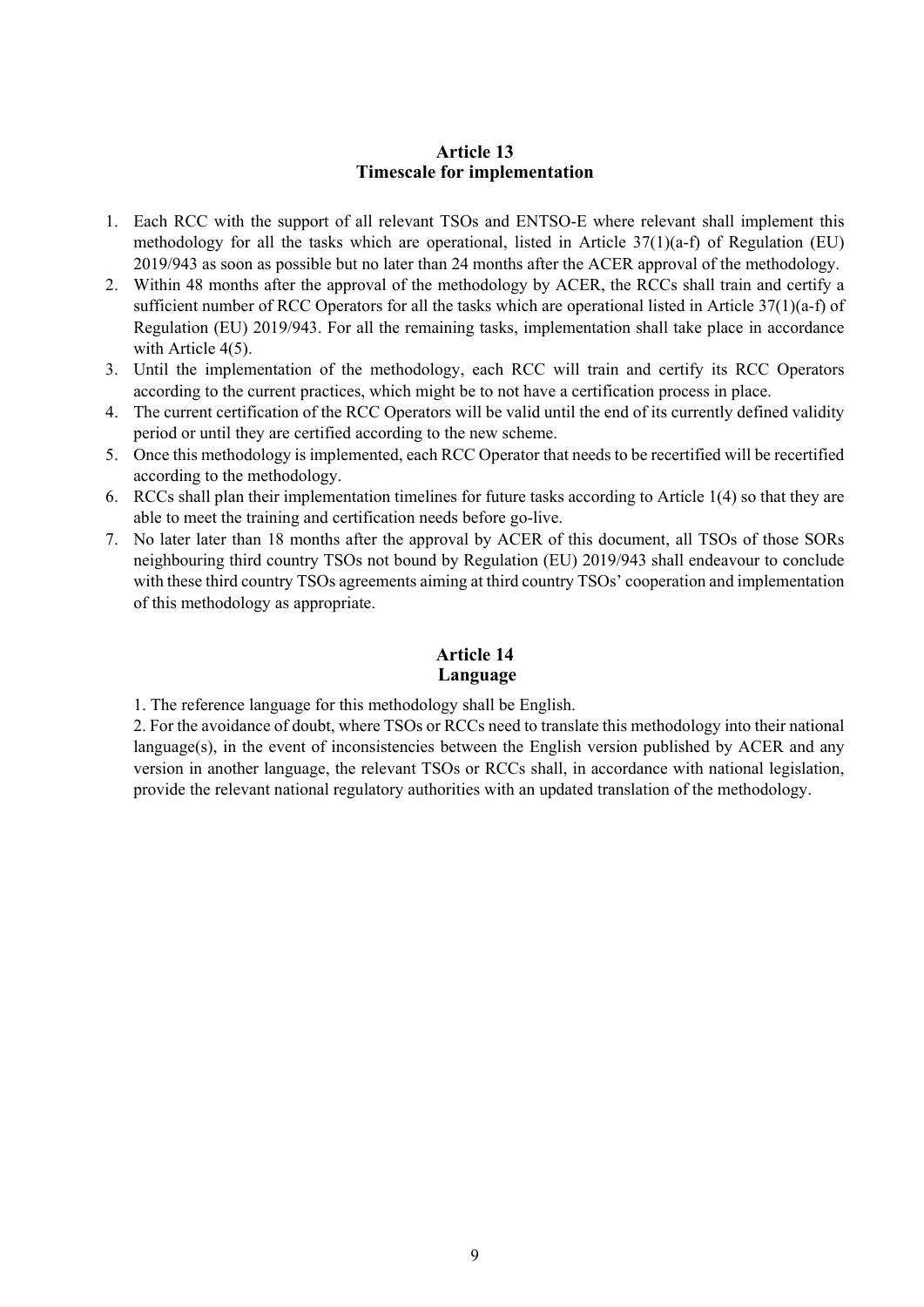## Article 13
## Timescale for implementation

1. Each RCC with the support of all relevant TSOs and ENTSO-E where relevant shall implement this methodology for all the tasks which are operational, listed in Article 37(1)(a-f) of Regulation (EU) 2019/943 as soon as possible but no later than 24 months after the ACER approval of the methodology.
2. Within 48 months after the approval of the methodology by ACER, the RCCs shall train and certify a sufficient number of RCC Operators for all the tasks which are operational listed in Article 37(1)(a-f) of Regulation (EU) 2019/943. For all the remaining tasks, implementation shall take place in accordance with Article 4(5).
3. Until the implementation of the methodology, each RCC will train and certify its RCC Operators according to the current practices, which might be to not have a certification process in place.
4. The current certification of the RCC Operators will be valid until the end of its currently defined validity period or until they are certified according to the new scheme.
5. Once this methodology is implemented, each RCC Operator that needs to be recertified will be recertified according to the methodology.
6. RCCs shall plan their implementation timelines for future tasks according to Article 1(4) so that they are able to meet the training and certification needs before go-live.
7. No later later than 18 months after the approval by ACER of this document, all TSOs of those SORs neighbouring third country TSOs not bound by Regulation (EU) 2019/943 shall endeavour to conclude with these third country TSOs agreements aiming at third country TSOs' cooperation and implementation of this methodology as appropriate.

## Article 14
## Language

1. The reference language for this methodology shall be English.

2. For the avoidance of doubt, where TSOs or RCCs need to translate this methodology into their national language(s), in the event of inconsistencies between the English version published by ACER and any version in another language, the relevant TSOs or RCCs shall, in accordance with national legislation, provide the relevant national regulatory authorities with an updated translation of the methodology.